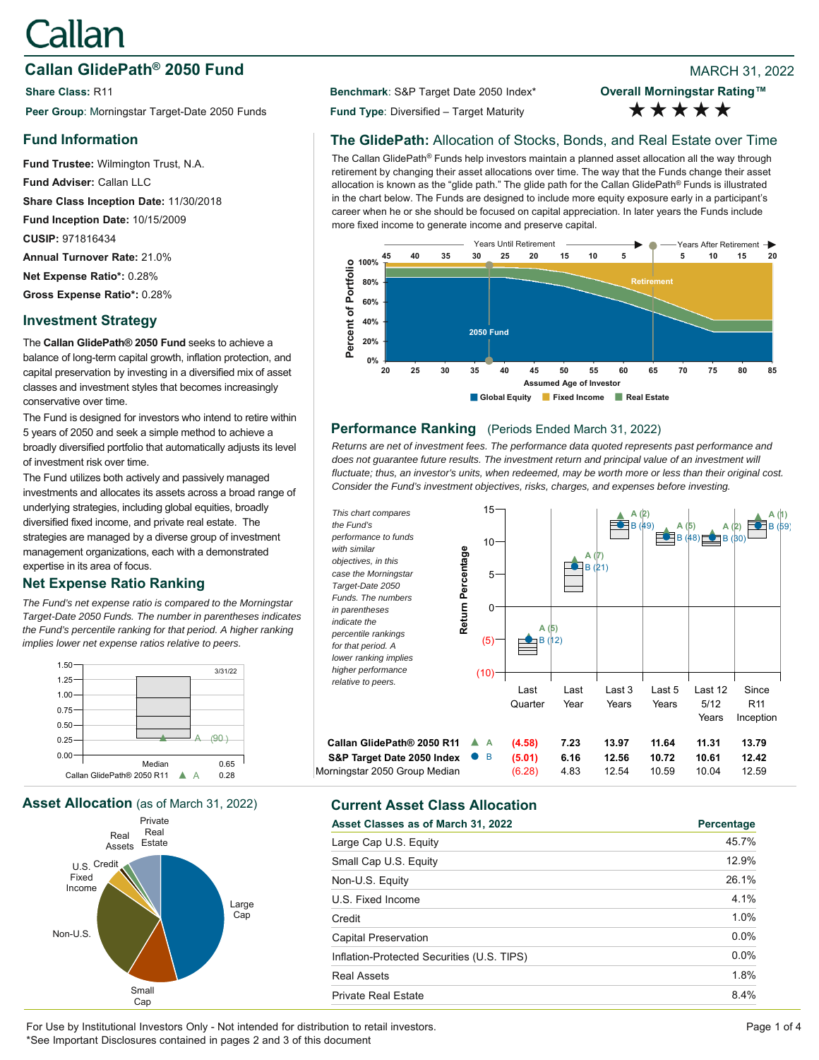# Callan

## Callan GlidePath® 2050 Fund

MARCH 31, 2022

**Share Class:** R11

**Peer Group**: Morningstar Target-Date 2050 Funds

**Benchmark**: S&P Target Date 2050 Index*

**Fund Type**: Diversified – Target Maturity

**Overall Morningstar Rating™**
★★★★★

## Fund Information

**Fund Trustee:** Wilmington Trust, N.A.

**Fund Adviser:** Callan LLC

**Share Class Inception Date:** 11/30/2018

**Fund Inception Date:** 10/15/2009

**CUSIP:** 971816434

**Annual Turnover Rate:** 21.0%

**Net Expense Ratio*:** 0.28%

**Gross Expense Ratio*:** 0.28%

## Investment Strategy

The **Callan GlidePath® 2050 Fund** seeks to achieve a balance of long-term capital growth, inflation protection, and capital preservation by investing in a diversified mix of asset classes and investment styles that becomes increasingly conservative over time.

The Fund is designed for investors who intend to retire within 5 years of 2050 and seek a simple method to achieve a broadly diversified portfolio that automatically adjusts its level of investment risk over time.

The Fund utilizes both actively and passively managed investments and allocates its assets across a broad range of underlying strategies, including global equities, broadly diversified fixed income, and private real estate. The strategies are managed by a diverse group of investment management organizations, each with a demonstrated expertise in its area of focus.

## Net Expense Ratio Ranking

*The Fund's net expense ratio is compared to the Morningstar Target-Date 2050 Funds. The number in parentheses indicates the Fund's percentile ranking for that period. A higher ranking implies lower net expense ratios relative to peers.*

| | 3/31/22 |
|---|---|
| Median | 0.65 |
| Callan GlidePath® 2050 R11 ▲ A | 0.28 (90) |

## The GlidePath: Allocation of Stocks, Bonds, and Real Estate over Time

The Callan GlidePath® Funds help investors maintain a planned asset allocation all the way through retirement by changing their asset allocations over time. The way that the Funds change their asset allocation is known as the "glide path." The glide path for the Callan GlidePath® Funds is illustrated in the chart below. The Funds are designed to include more equity exposure early in a participant's career when he or she should be focused on capital appreciation. In later years the Funds include more fixed income to generate income and preserve capital.

## Performance Ranking (Periods Ended March 31, 2022)

*Returns are net of investment fees. The performance data quoted represents past performance and does not guarantee future results. The investment return and principal value of an investment will fluctuate; thus, an investor's units, when redeemed, may be worth more or less than their original cost. Consider the Fund's investment objectives, risks, charges, and expenses before investing.*

*This chart compares the Fund's performance to funds with similar objectives, in this case the Morningstar Target-Date 2050 Funds. The numbers in parentheses indicate the percentile rankings for that period. A lower ranking implies higher performance relative to peers.*

| | | Last Quarter | Last Year | Last 3 Years | Last 5 Years | Last 12 5/12 Years | Since R11 Inception |
|---|---|---|---|---|---|---|---|
| **Callan GlidePath® 2050 R11** | ▲ A | **(4.58)** (5) | **7.23** (7) | **13.97** (2) | **11.64** (5) | **11.31** (2) | **13.79** (1) |
| **S&P Target Date 2050 Index** | ● B | **(5.01)** (12) | **6.16** (21) | **12.56** (49) | **10.72** (48) | **10.61** (30) | **12.42** (59) |
| Morningstar 2050 Group Median | | (6.28) | 4.83 | 12.54 | 10.59 | 10.04 | 12.59 |

## Asset Allocation (as of March 31, 2022)

## Current Asset Class Allocation

| Asset Classes as of March 31, 2022 | Percentage |
|---|---|
| Large Cap U.S. Equity | 45.7% |
| Small Cap U.S. Equity | 12.9% |
| Non-U.S. Equity | 26.1% |
| U.S. Fixed Income | 4.1% |
| Credit | 1.0% |
| Capital Preservation | 0.0% |
| Inflation-Protected Securities (U.S. TIPS) | 0.0% |
| Real Assets | 1.8% |
| Private Real Estate | 8.4% |

For Use by Institutional Investors Only - Not intended for distribution to retail investors.
*See Important Disclosures contained in pages 2 and 3 of this document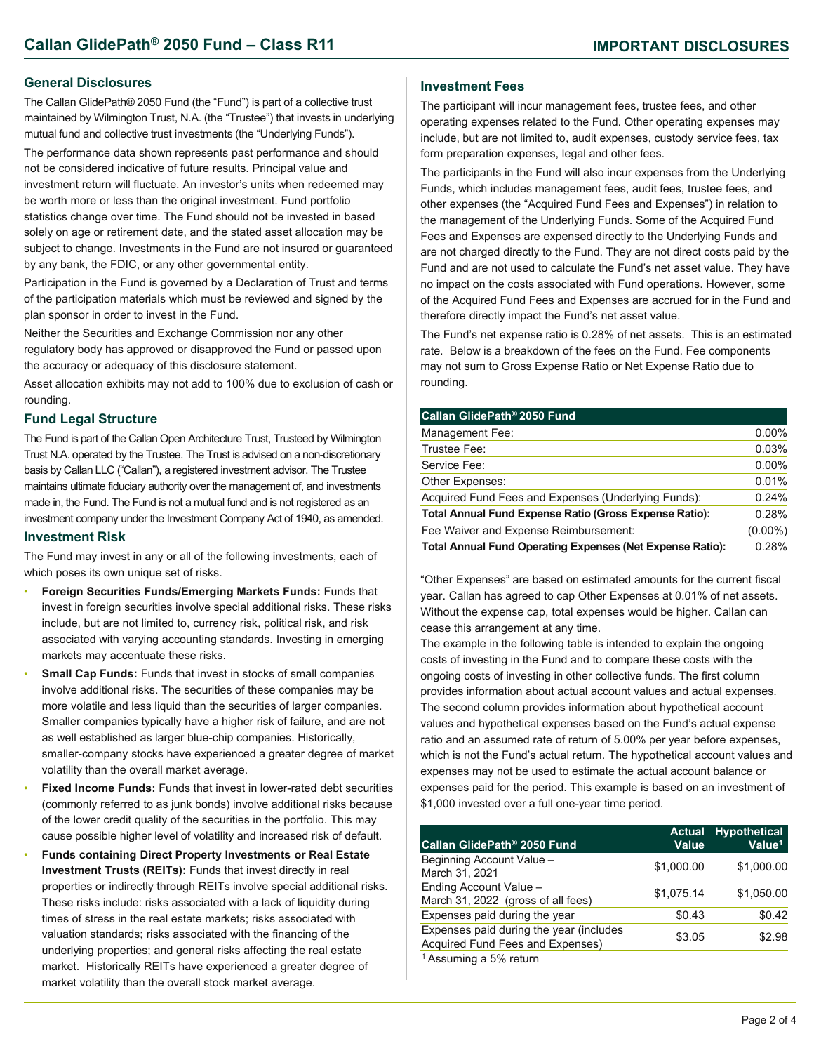# Callan GlidePath® 2050 Fund – Class R11

## IMPORTANT DISCLOSURES

### General Disclosures

The Callan GlidePath® 2050 Fund (the "Fund") is part of a collective trust maintained by Wilmington Trust, N.A. (the "Trustee") that invests in underlying mutual fund and collective trust investments (the "Underlying Funds").

The performance data shown represents past performance and should not be considered indicative of future results. Principal value and investment return will fluctuate. An investor's units when redeemed may be worth more or less than the original investment. Fund portfolio statistics change over time. The Fund should not be invested in based solely on age or retirement date, and the stated asset allocation may be subject to change. Investments in the Fund are not insured or guaranteed by any bank, the FDIC, or any other governmental entity.

Participation in the Fund is governed by a Declaration of Trust and terms of the participation materials which must be reviewed and signed by the plan sponsor in order to invest in the Fund.

Neither the Securities and Exchange Commission nor any other regulatory body has approved or disapproved the Fund or passed upon the accuracy or adequacy of this disclosure statement.

Asset allocation exhibits may not add to 100% due to exclusion of cash or rounding.

### Fund Legal Structure

The Fund is part of the Callan Open Architecture Trust, Trusteed by Wilmington Trust N.A. operated by the Trustee. The Trust is advised on a non-discretionary basis by Callan LLC ("Callan"), a registered investment advisor. The Trustee maintains ultimate fiduciary authority over the management of, and investments made in, the Fund. The Fund is not a mutual fund and is not registered as an investment company under the Investment Company Act of 1940, as amended.

### Investment Risk

The Fund may invest in any or all of the following investments, each of which poses its own unique set of risks.

- **Foreign Securities Funds/Emerging Markets Funds:** Funds that invest in foreign securities involve special additional risks. These risks include, but are not limited to, currency risk, political risk, and risk associated with varying accounting standards. Investing in emerging markets may accentuate these risks.
- **Small Cap Funds:** Funds that invest in stocks of small companies involve additional risks. The securities of these companies may be more volatile and less liquid than the securities of larger companies. Smaller companies typically have a higher risk of failure, and are not as well established as larger blue-chip companies. Historically, smaller-company stocks have experienced a greater degree of market volatility than the overall market average.
- **Fixed Income Funds:** Funds that invest in lower-rated debt securities (commonly referred to as junk bonds) involve additional risks because of the lower credit quality of the securities in the portfolio. This may cause possible higher level of volatility and increased risk of default.
- **Funds containing Direct Property Investments or Real Estate Investment Trusts (REITs):** Funds that invest directly in real properties or indirectly through REITs involve special additional risks. These risks include: risks associated with a lack of liquidity during times of stress in the real estate markets; risks associated with valuation standards; risks associated with the financing of the underlying properties; and general risks affecting the real estate market. Historically REITs have experienced a greater degree of market volatility than the overall stock market average.

### Investment Fees

The participant will incur management fees, trustee fees, and other operating expenses related to the Fund. Other operating expenses may include, but are not limited to, audit expenses, custody service fees, tax form preparation expenses, legal and other fees.

The participants in the Fund will also incur expenses from the Underlying Funds, which includes management fees, audit fees, trustee fees, and other expenses (the "Acquired Fund Fees and Expenses") in relation to the management of the Underlying Funds. Some of the Acquired Fund Fees and Expenses are expensed directly to the Underlying Funds and are not charged directly to the Fund. They are not direct costs paid by the Fund and are not used to calculate the Fund's net asset value. They have no impact on the costs associated with Fund operations. However, some of the Acquired Fund Fees and Expenses are accrued for in the Fund and therefore directly impact the Fund's net asset value.

The Fund's net expense ratio is 0.28% of net assets. This is an estimated rate. Below is a breakdown of the fees on the Fund. Fee components may not sum to Gross Expense Ratio or Net Expense Ratio due to rounding.

| Callan GlidePath® 2050 Fund | |
|---|---|
| Management Fee: | 0.00% |
| Trustee Fee: | 0.03% |
| Service Fee: | 0.00% |
| Other Expenses: | 0.01% |
| Acquired Fund Fees and Expenses (Underlying Funds): | 0.24% |
| **Total Annual Fund Expense Ratio (Gross Expense Ratio):** | 0.28% |
| Fee Waiver and Expense Reimbursement: | (0.00%) |
| **Total Annual Fund Operating Expenses (Net Expense Ratio):** | 0.28% |

"Other Expenses" are based on estimated amounts for the current fiscal year. Callan has agreed to cap Other Expenses at 0.01% of net assets. Without the expense cap, total expenses would be higher. Callan can cease this arrangement at any time.

The example in the following table is intended to explain the ongoing costs of investing in the Fund and to compare these costs with the ongoing costs of investing in other collective funds. The first column provides information about actual account values and actual expenses. The second column provides information about hypothetical account values and hypothetical expenses based on the Fund's actual expense ratio and an assumed rate of return of 5.00% per year before expenses, which is not the Fund's actual return. The hypothetical account values and expenses may not be used to estimate the actual account balance or expenses paid for the period. This example is based on an investment of $1,000 invested over a full one-year time period.

| Callan GlidePath® 2050 Fund | Actual Value | Hypothetical Value[1] |
|---|---|---|
| Beginning Account Value – March 31, 2021 | $1,000.00 | $1,000.00 |
| Ending Account Value – March 31, 2022 (gross of all fees) | $1,075.14 | $1,050.00 |
| Expenses paid during the year | $0.43 | $0.42 |
| Expenses paid during the year (includes Acquired Fund Fees and Expenses) | $3.05 | $2.98 |

[1] Assuming a 5% return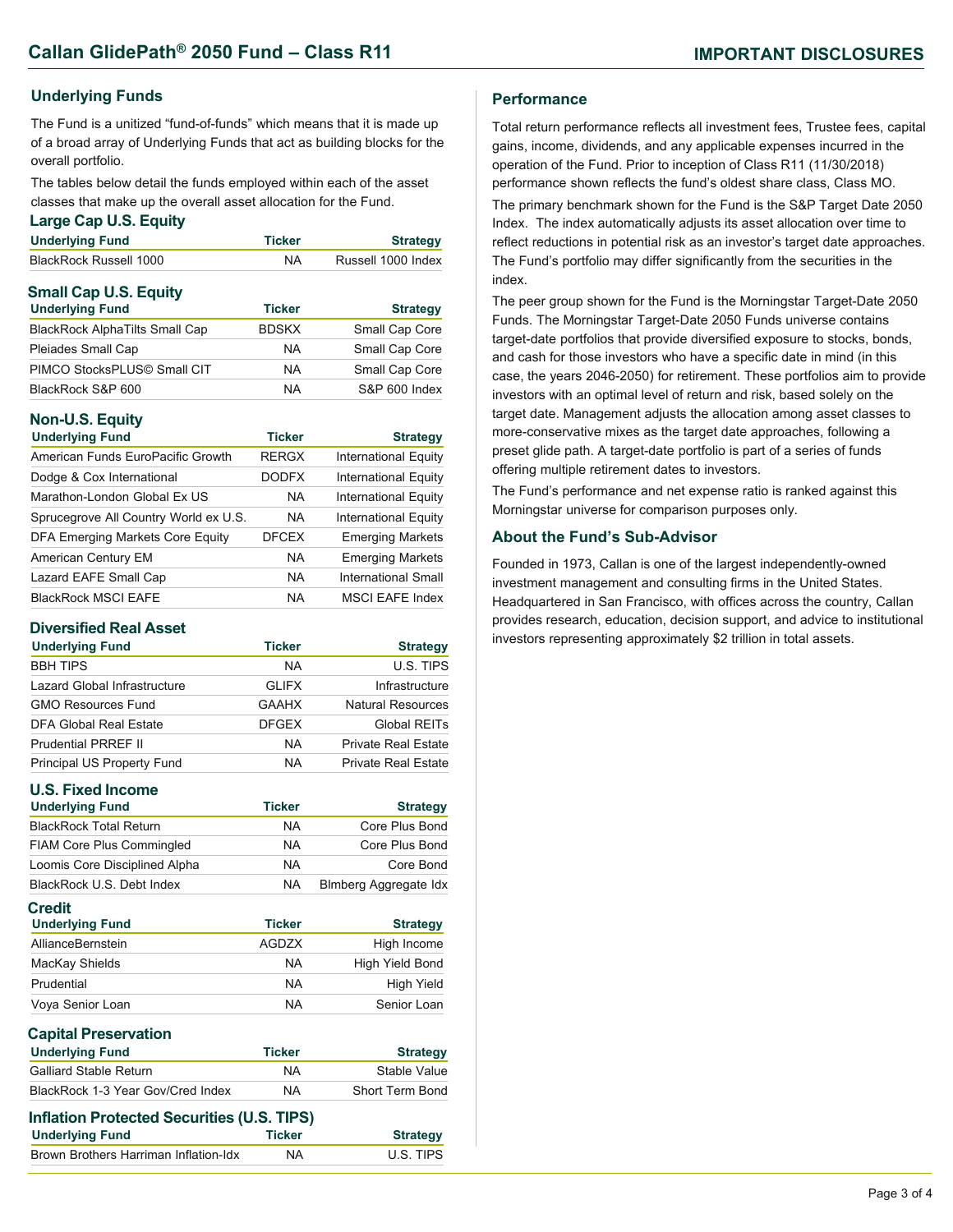# Callan GlidePath® 2050 Fund – Class R11

## IMPORTANT DISCLOSURES

### Underlying Funds

The Fund is a unitized "fund-of-funds" which means that it is made up of a broad array of Underlying Funds that act as building blocks for the overall portfolio.

The tables below detail the funds employed within each of the asset classes that make up the overall asset allocation for the Fund.

#### Large Cap U.S. Equity

| Underlying Fund | Ticker | Strategy |
|---|---|---|
| BlackRock Russell 1000 | NA | Russell 1000 Index |

#### Small Cap U.S. Equity

| Underlying Fund | Ticker | Strategy |
|---|---|---|
| BlackRock AlphaTilts Small Cap | BDSKX | Small Cap Core |
| Pleiades Small Cap | NA | Small Cap Core |
| PIMCO StocksPLUS© Small CIT | NA | Small Cap Core |
| BlackRock S&P 600 | NA | S&P 600 Index |

#### Non-U.S. Equity

| Underlying Fund | Ticker | Strategy |
|---|---|---|
| American Funds EuroPacific Growth | RERGX | International Equity |
| Dodge & Cox International | DODFX | International Equity |
| Marathon-London Global Ex US | NA | International Equity |
| Sprucegrove All Country World ex U.S. | NA | International Equity |
| DFA Emerging Markets Core Equity | DFCEX | Emerging Markets |
| American Century EM | NA | Emerging Markets |
| Lazard EAFE Small Cap | NA | International Small |
| BlackRock MSCI EAFE | NA | MSCI EAFE Index |

#### Diversified Real Asset

| Underlying Fund | Ticker | Strategy |
|---|---|---|
| BBH TIPS | NA | U.S. TIPS |
| Lazard Global Infrastructure | GLIFX | Infrastructure |
| GMO Resources Fund | GAAHX | Natural Resources |
| DFA Global Real Estate | DFGEX | Global REITs |
| Prudential PRREF II | NA | Private Real Estate |
| Principal US Property Fund | NA | Private Real Estate |

#### U.S. Fixed Income

| Underlying Fund | Ticker | Strategy |
|---|---|---|
| BlackRock Total Return | NA | Core Plus Bond |
| FIAM Core Plus Commingled | NA | Core Plus Bond |
| Loomis Core Disciplined Alpha | NA | Core Bond |
| BlackRock U.S. Debt Index | NA | Blmberg Aggregate Idx |

#### Credit

| Underlying Fund | Ticker | Strategy |
|---|---|---|
| AllianceBernstein | AGDZX | High Income |
| MacKay Shields | NA | High Yield Bond |
| Prudential | NA | High Yield |
| Voya Senior Loan | NA | Senior Loan |

#### Capital Preservation

| Underlying Fund | Ticker | Strategy |
|---|---|---|
| Galliard Stable Return | NA | Stable Value |
| BlackRock 1-3 Year Gov/Cred Index | NA | Short Term Bond |

#### Inflation Protected Securities (U.S. TIPS)

| Underlying Fund | Ticker | Strategy |
|---|---|---|
| Brown Brothers Harriman Inflation-Idx | NA | U.S. TIPS |

### Performance

Total return performance reflects all investment fees, Trustee fees, capital gains, income, dividends, and any applicable expenses incurred in the operation of the Fund. Prior to inception of Class R11 (11/30/2018) performance shown reflects the fund's oldest share class, Class MO.

The primary benchmark shown for the Fund is the S&P Target Date 2050 Index. The index automatically adjusts its asset allocation over time to reflect reductions in potential risk as an investor's target date approaches. The Fund's portfolio may differ significantly from the securities in the index.

The peer group shown for the Fund is the Morningstar Target-Date 2050 Funds. The Morningstar Target-Date 2050 Funds universe contains target-date portfolios that provide diversified exposure to stocks, bonds, and cash for those investors who have a specific date in mind (in this case, the years 2046-2050) for retirement. These portfolios aim to provide investors with an optimal level of return and risk, based solely on the target date. Management adjusts the allocation among asset classes to more-conservative mixes as the target date approaches, following a preset glide path. A target-date portfolio is part of a series of funds offering multiple retirement dates to investors.

The Fund's performance and net expense ratio is ranked against this Morningstar universe for comparison purposes only.

### About the Fund's Sub-Advisor

Founded in 1973, Callan is one of the largest independently-owned investment management and consulting firms in the United States. Headquartered in San Francisco, with offices across the country, Callan provides research, education, decision support, and advice to institutional investors representing approximately $2 trillion in total assets.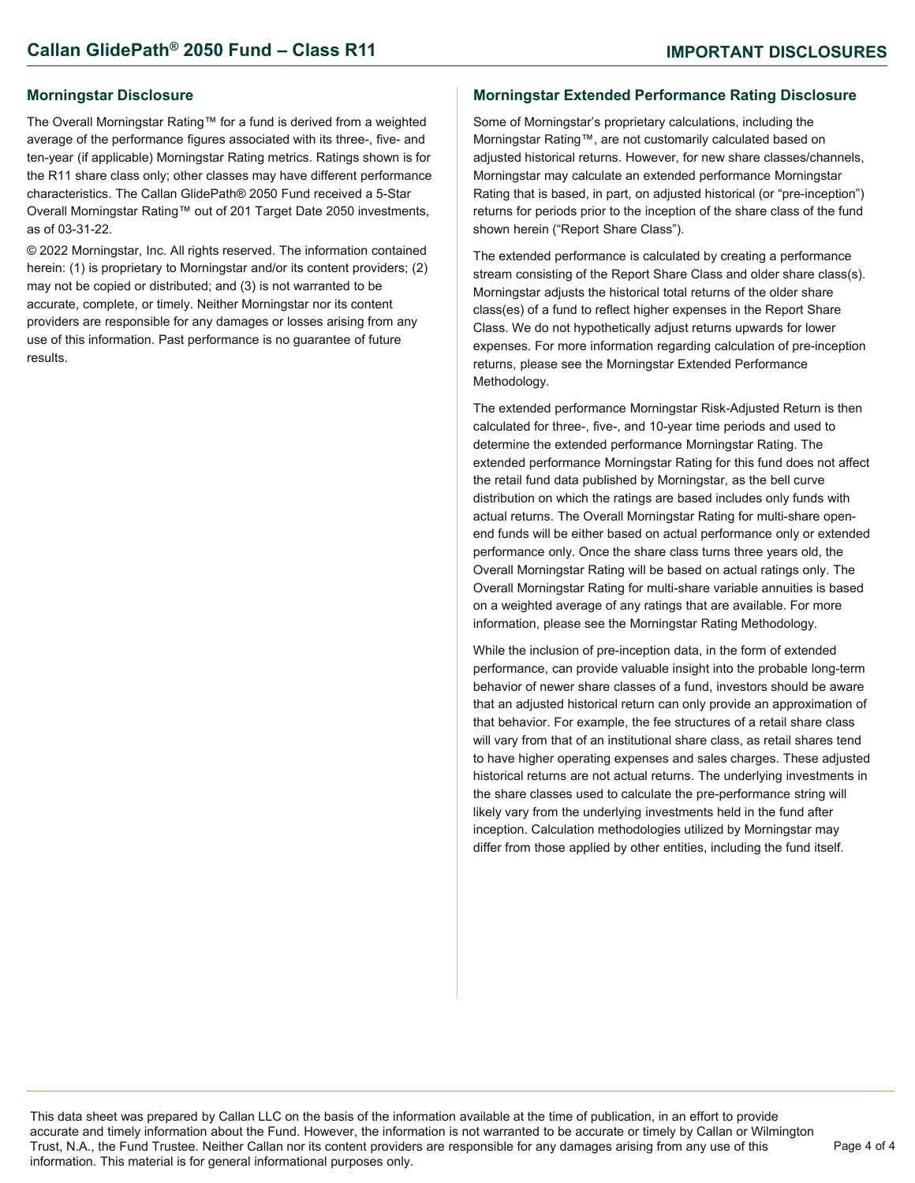## Morningstar Disclosure

The Overall Morningstar Rating™ for a fund is derived from a weighted average of the performance figures associated with its three-, five- and ten-year (if applicable) Morningstar Rating metrics. Ratings shown is for the R11 share class only; other classes may have different performance characteristics. The Callan GlidePath® 2050 Fund received a 5-Star Overall Morningstar Rating™ out of 201 Target Date 2050 investments, as of 03-31-22.

© 2022 Morningstar, Inc. All rights reserved. The information contained herein: (1) is proprietary to Morningstar and/or its content providers; (2) may not be copied or distributed; and (3) is not warranted to be accurate, complete, or timely. Neither Morningstar nor its content providers are responsible for any damages or losses arising from any use of this information. Past performance is no guarantee of future results.

## Morningstar Extended Performance Rating Disclosure

Some of Morningstar's proprietary calculations, including the Morningstar Rating™, are not customarily calculated based on adjusted historical returns. However, for new share classes/channels, Morningstar may calculate an extended performance Morningstar Rating that is based, in part, on adjusted historical (or "pre-inception") returns for periods prior to the inception of the share class of the fund shown herein ("Report Share Class").

The extended performance is calculated by creating a performance stream consisting of the Report Share Class and older share class(s). Morningstar adjusts the historical total returns of the older share class(es) of a fund to reflect higher expenses in the Report Share Class. We do not hypothetically adjust returns upwards for lower expenses. For more information regarding calculation of pre-inception returns, please see the Morningstar Extended Performance Methodology.

The extended performance Morningstar Risk-Adjusted Return is then calculated for three-, five-, and 10-year time periods and used to determine the extended performance Morningstar Rating. The extended performance Morningstar Rating for this fund does not affect the retail fund data published by Morningstar, as the bell curve distribution on which the ratings are based includes only funds with actual returns. The Overall Morningstar Rating for multi-share open-end funds will be either based on actual performance only or extended performance only. Once the share class turns three years old, the Overall Morningstar Rating will be based on actual ratings only. The Overall Morningstar Rating for multi-share variable annuities is based on a weighted average of any ratings that are available. For more information, please see the Morningstar Rating Methodology.

While the inclusion of pre-inception data, in the form of extended performance, can provide valuable insight into the probable long-term behavior of newer share classes of a fund, investors should be aware that an adjusted historical return can only provide an approximation of that behavior. For example, the fee structures of a retail share class will vary from that of an institutional share class, as retail shares tend to have higher operating expenses and sales charges. These adjusted historical returns are not actual returns. The underlying investments in the share classes used to calculate the pre-performance string will likely vary from the underlying investments held in the fund after inception. Calculation methodologies utilized by Morningstar may differ from those applied by other entities, including the fund itself.

This data sheet was prepared by Callan LLC on the basis of the information available at the time of publication, in an effort to provide accurate and timely information about the Fund. However, the information is not warranted to be accurate or timely by Callan or Wilmington Trust, N.A., the Fund Trustee. Neither Callan nor its content providers are responsible for any damages arising from any use of this information. This material is for general informational purposes only.